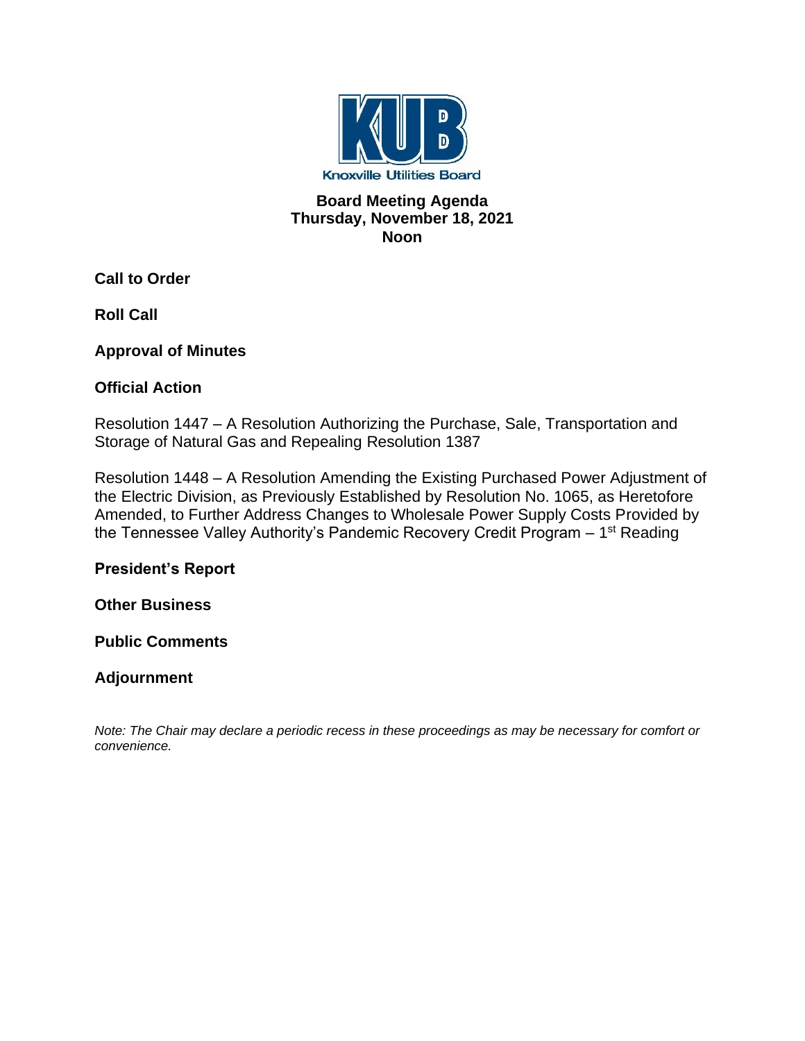Knoxville Utilities Board

# Board Meeting Agenda
## Thursday, November 18, 2021
## Noon

**Call to Order**

**Roll Call**

**Approval of Minutes**

**Official Action**

Resolution 1447 – A Resolution Authorizing the Purchase, Sale, Transportation and Storage of Natural Gas and Repealing Resolution 1387

Resolution 1448 – A Resolution Amending the Existing Purchased Power Adjustment of the Electric Division, as Previously Established by Resolution No. 1065, as Heretofore Amended, to Further Address Changes to Wholesale Power Supply Costs Provided by the Tennessee Valley Authority's Pandemic Recovery Credit Program – 1st Reading

**President's Report**

**Other Business**

**Public Comments**

**Adjournment**

*Note: The Chair may declare a periodic recess in these proceedings as may be necessary for comfort or convenience.*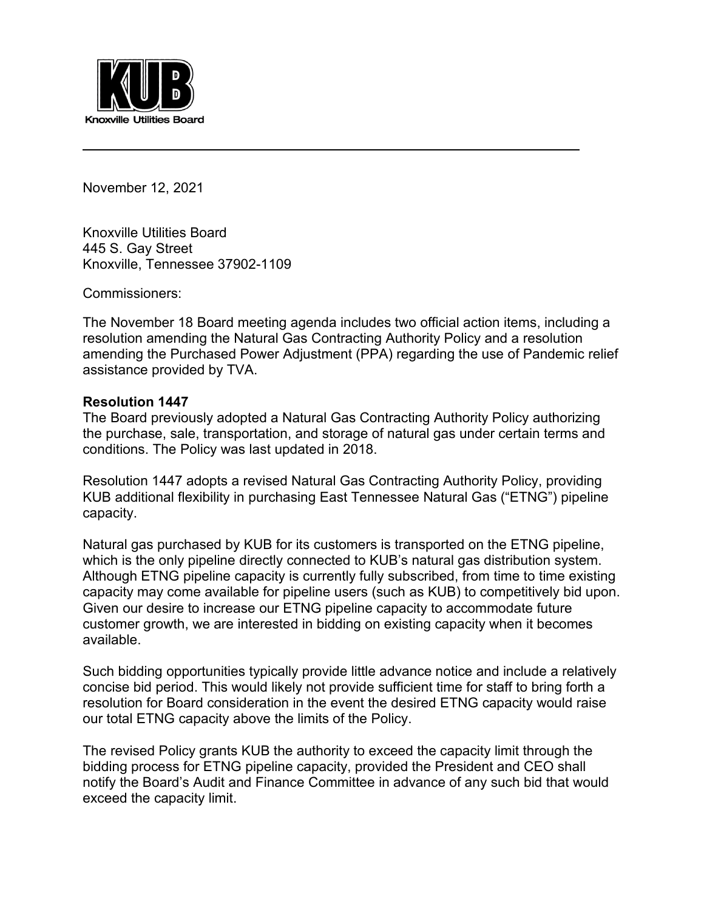KUB

Knoxville Utilities Board

November 12, 2021

Knoxville Utilities Board
445 S. Gay Street
Knoxville, Tennessee 37902-1109

Commissioners:

The November 18 Board meeting agenda includes two official action items, including a resolution amending the Natural Gas Contracting Authority Policy and a resolution amending the Purchased Power Adjustment (PPA) regarding the use of Pandemic relief assistance provided by TVA.

**Resolution 1447**

The Board previously adopted a Natural Gas Contracting Authority Policy authorizing the purchase, sale, transportation, and storage of natural gas under certain terms and conditions. The Policy was last updated in 2018.

Resolution 1447 adopts a revised Natural Gas Contracting Authority Policy, providing KUB additional flexibility in purchasing East Tennessee Natural Gas ("ETNG") pipeline capacity.

Natural gas purchased by KUB for its customers is transported on the ETNG pipeline, which is the only pipeline directly connected to KUB's natural gas distribution system. Although ETNG pipeline capacity is currently fully subscribed, from time to time existing capacity may come available for pipeline users (such as KUB) to competitively bid upon. Given our desire to increase our ETNG pipeline capacity to accommodate future customer growth, we are interested in bidding on existing capacity when it becomes available.

Such bidding opportunities typically provide little advance notice and include a relatively concise bid period. This would likely not provide sufficient time for staff to bring forth a resolution for Board consideration in the event the desired ETNG capacity would raise our total ETNG capacity above the limits of the Policy.

The revised Policy grants KUB the authority to exceed the capacity limit through the bidding process for ETNG pipeline capacity, provided the President and CEO shall notify the Board's Audit and Finance Committee in advance of any such bid that would exceed the capacity limit.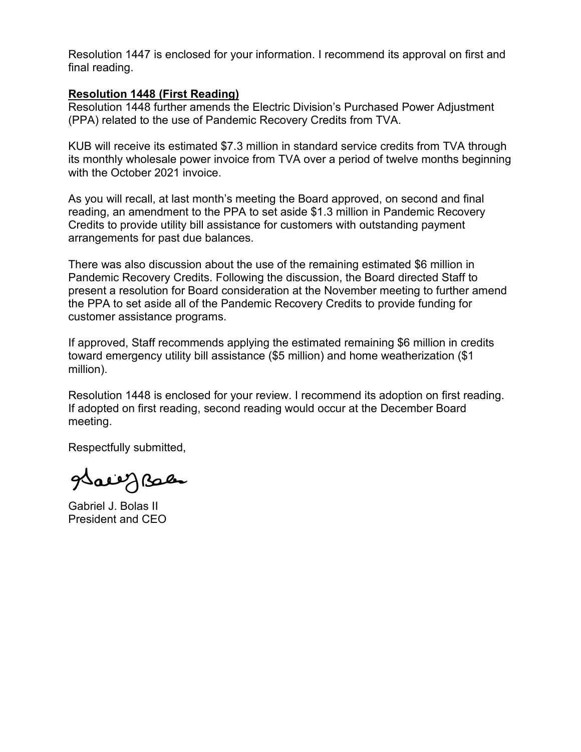Resolution 1447 is enclosed for your information. I recommend its approval on first and final reading.

**Resolution 1448 (First Reading)**

Resolution 1448 further amends the Electric Division's Purchased Power Adjustment (PPA) related to the use of Pandemic Recovery Credits from TVA.

KUB will receive its estimated $7.3 million in standard service credits from TVA through its monthly wholesale power invoice from TVA over a period of twelve months beginning with the October 2021 invoice.

As you will recall, at last month's meeting the Board approved, on second and final reading, an amendment to the PPA to set aside $1.3 million in Pandemic Recovery Credits to provide utility bill assistance for customers with outstanding payment arrangements for past due balances.

There was also discussion about the use of the remaining estimated $6 million in Pandemic Recovery Credits. Following the discussion, the Board directed Staff to present a resolution for Board consideration at the November meeting to further amend the PPA to set aside all of the Pandemic Recovery Credits to provide funding for customer assistance programs.

If approved, Staff recommends applying the estimated remaining $6 million in credits toward emergency utility bill assistance ($5 million) and home weatherization ($1 million).

Resolution 1448 is enclosed for your review. I recommend its adoption on first reading. If adopted on first reading, second reading would occur at the December Board meeting.

Respectfully submitted,

Gabriel J. Bolas II
President and CEO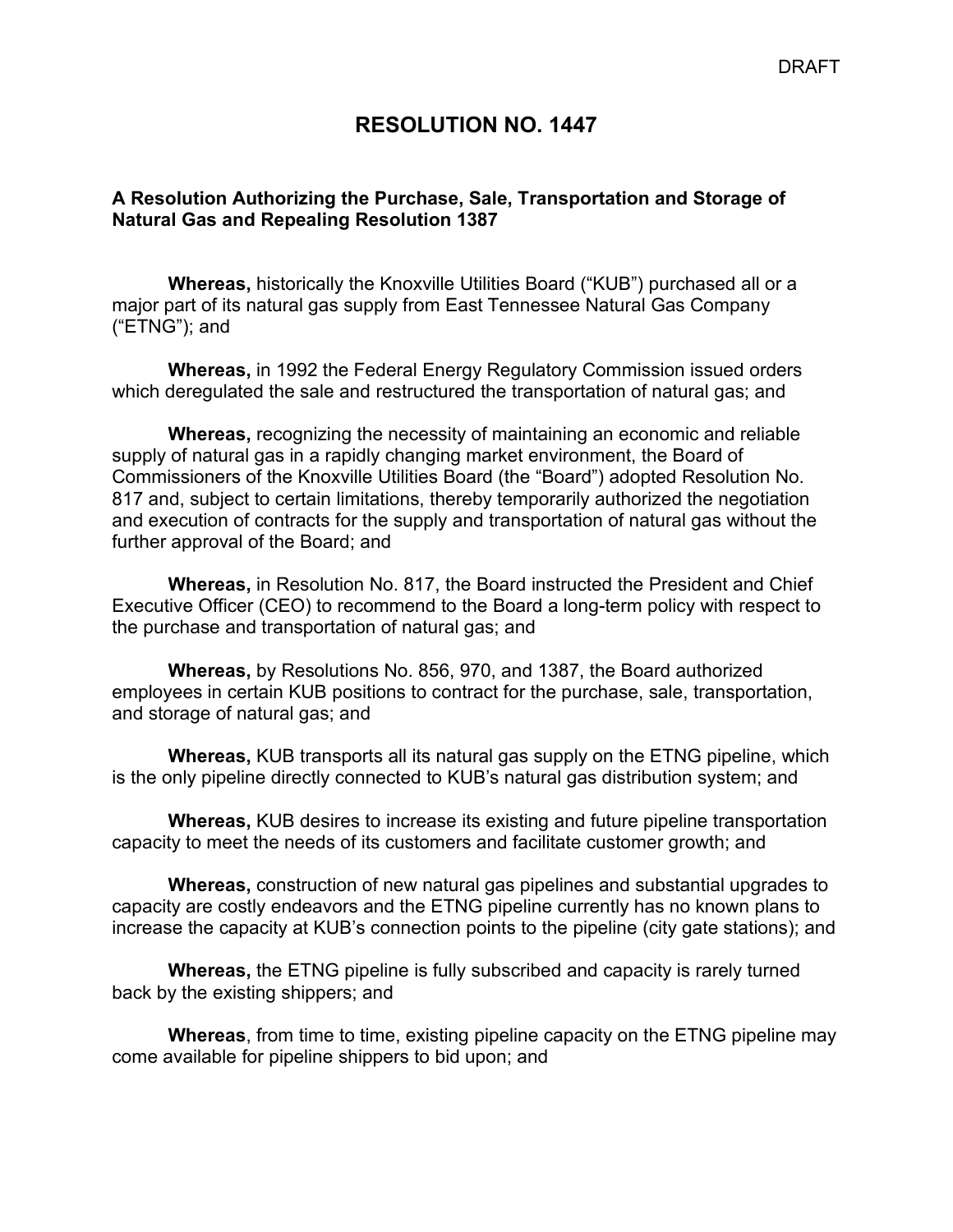DRAFT

# RESOLUTION NO. 1447

**A Resolution Authorizing the Purchase, Sale, Transportation and Storage of Natural Gas and Repealing Resolution 1387**

**Whereas,** historically the Knoxville Utilities Board ("KUB") purchased all or a major part of its natural gas supply from East Tennessee Natural Gas Company ("ETNG"); and

**Whereas,** in 1992 the Federal Energy Regulatory Commission issued orders which deregulated the sale and restructured the transportation of natural gas; and

**Whereas,** recognizing the necessity of maintaining an economic and reliable supply of natural gas in a rapidly changing market environment, the Board of Commissioners of the Knoxville Utilities Board (the "Board") adopted Resolution No. 817 and, subject to certain limitations, thereby temporarily authorized the negotiation and execution of contracts for the supply and transportation of natural gas without the further approval of the Board; and

**Whereas,** in Resolution No. 817, the Board instructed the President and Chief Executive Officer (CEO) to recommend to the Board a long-term policy with respect to the purchase and transportation of natural gas; and

**Whereas,** by Resolutions No. 856, 970, and 1387, the Board authorized employees in certain KUB positions to contract for the purchase, sale, transportation, and storage of natural gas; and

**Whereas,** KUB transports all its natural gas supply on the ETNG pipeline, which is the only pipeline directly connected to KUB's natural gas distribution system; and

**Whereas,** KUB desires to increase its existing and future pipeline transportation capacity to meet the needs of its customers and facilitate customer growth; and

**Whereas,** construction of new natural gas pipelines and substantial upgrades to capacity are costly endeavors and the ETNG pipeline currently has no known plans to increase the capacity at KUB's connection points to the pipeline (city gate stations); and

**Whereas,** the ETNG pipeline is fully subscribed and capacity is rarely turned back by the existing shippers; and

**Whereas**, from time to time, existing pipeline capacity on the ETNG pipeline may come available for pipeline shippers to bid upon; and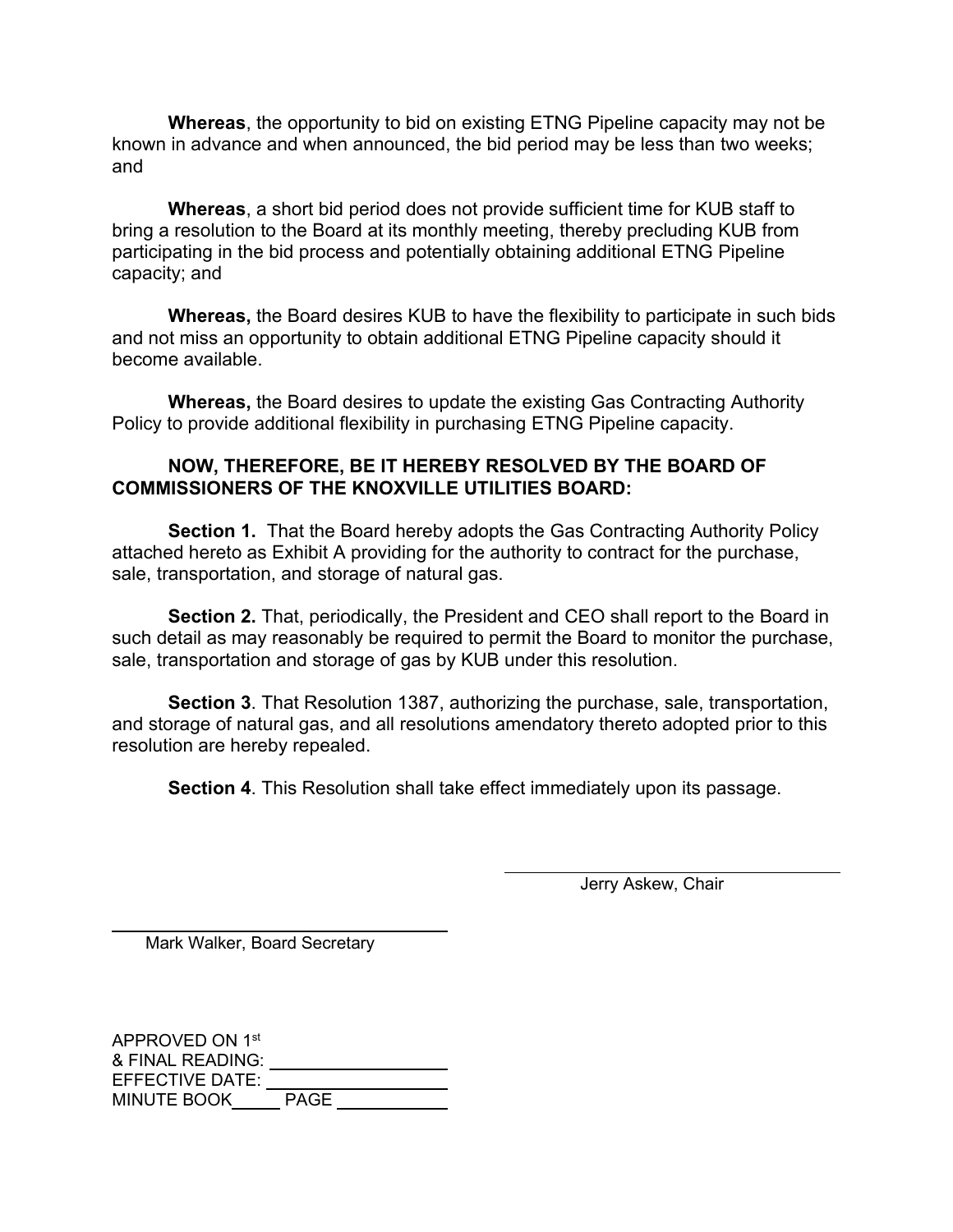**Whereas**, the opportunity to bid on existing ETNG Pipeline capacity may not be known in advance and when announced, the bid period may be less than two weeks; and

**Whereas**, a short bid period does not provide sufficient time for KUB staff to bring a resolution to the Board at its monthly meeting, thereby precluding KUB from participating in the bid process and potentially obtaining additional ETNG Pipeline capacity; and

**Whereas,** the Board desires KUB to have the flexibility to participate in such bids and not miss an opportunity to obtain additional ETNG Pipeline capacity should it become available.

**Whereas,** the Board desires to update the existing Gas Contracting Authority Policy to provide additional flexibility in purchasing ETNG Pipeline capacity.

**NOW, THEREFORE, BE IT HEREBY RESOLVED BY THE BOARD OF COMMISSIONERS OF THE KNOXVILLE UTILITIES BOARD:**

**Section 1.** That the Board hereby adopts the Gas Contracting Authority Policy attached hereto as Exhibit A providing for the authority to contract for the purchase, sale, transportation, and storage of natural gas.

**Section 2.** That, periodically, the President and CEO shall report to the Board in such detail as may reasonably be required to permit the Board to monitor the purchase, sale, transportation and storage of gas by KUB under this resolution.

**Section 3**. That Resolution 1387, authorizing the purchase, sale, transportation, and storage of natural gas, and all resolutions amendatory thereto adopted prior to this resolution are hereby repealed.

**Section 4**. This Resolution shall take effect immediately upon its passage.

\_\_\_\_\_\_\_\_\_\_\_\_\_\_\_\_\_\_\_\_\_\_\_\_\_\_\_\_\_\_
Jerry Askew, Chair

\_\_\_\_\_\_\_\_\_\_\_\_\_\_\_\_\_\_\_\_\_\_\_\_\_\_\_\_\_\_
Mark Walker, Board Secretary

APPROVED ON 1st
& FINAL READING: \_\_\_\_\_\_\_\_\_\_\_\_\_\_\_\_\_\_
EFFECTIVE DATE: \_\_\_\_\_\_\_\_\_\_\_\_\_\_\_\_\_\_
MINUTE BOOK\_\_\_\_\_ PAGE \_\_\_\_\_\_\_\_\_\_\_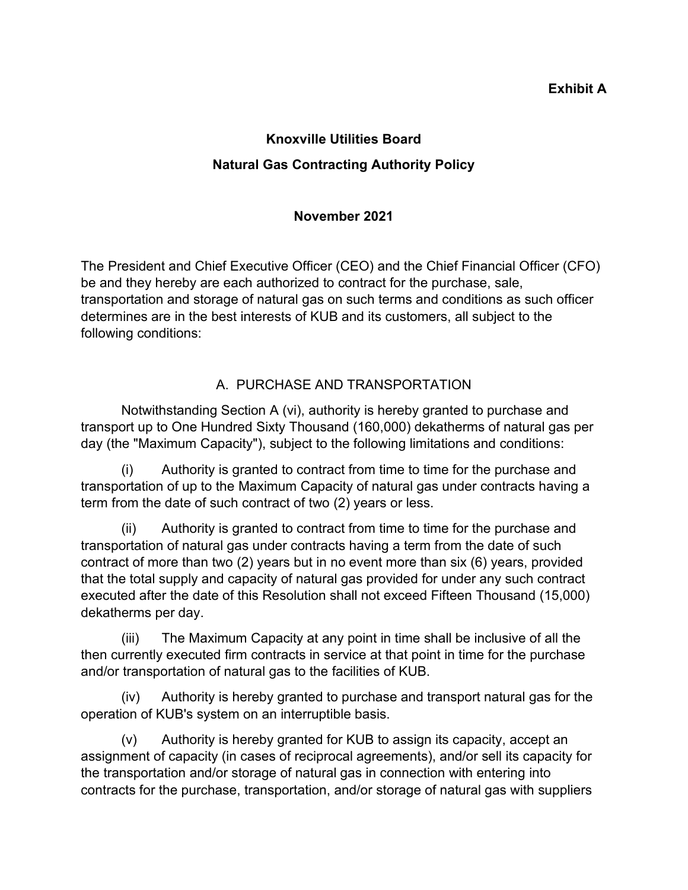**Exhibit A**

**Knoxville Utilities Board**

**Natural Gas Contracting Authority Policy**

**November 2021**

The President and Chief Executive Officer (CEO) and the Chief Financial Officer (CFO) be and they hereby are each authorized to contract for the purchase, sale, transportation and storage of natural gas on such terms and conditions as such officer determines are in the best interests of KUB and its customers, all subject to the following conditions:

A. PURCHASE AND TRANSPORTATION

Notwithstanding Section A (vi), authority is hereby granted to purchase and transport up to One Hundred Sixty Thousand (160,000) dekatherms of natural gas per day (the "Maximum Capacity"), subject to the following limitations and conditions:

(i) Authority is granted to contract from time to time for the purchase and transportation of up to the Maximum Capacity of natural gas under contracts having a term from the date of such contract of two (2) years or less.

(ii) Authority is granted to contract from time to time for the purchase and transportation of natural gas under contracts having a term from the date of such contract of more than two (2) years but in no event more than six (6) years, provided that the total supply and capacity of natural gas provided for under any such contract executed after the date of this Resolution shall not exceed Fifteen Thousand (15,000) dekatherms per day.

(iii) The Maximum Capacity at any point in time shall be inclusive of all the then currently executed firm contracts in service at that point in time for the purchase and/or transportation of natural gas to the facilities of KUB.

(iv) Authority is hereby granted to purchase and transport natural gas for the operation of KUB's system on an interruptible basis.

(v) Authority is hereby granted for KUB to assign its capacity, accept an assignment of capacity (in cases of reciprocal agreements), and/or sell its capacity for the transportation and/or storage of natural gas in connection with entering into contracts for the purchase, transportation, and/or storage of natural gas with suppliers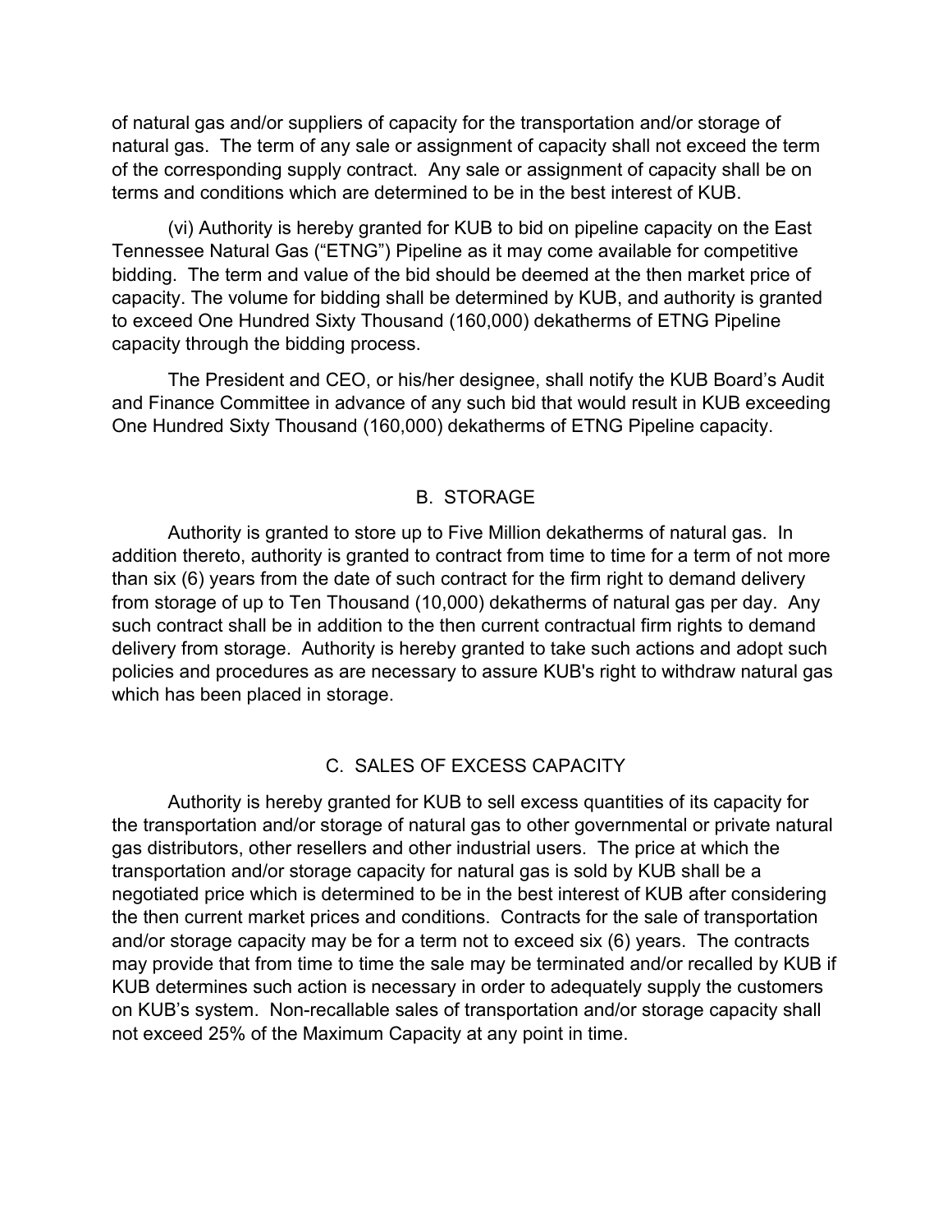of natural gas and/or suppliers of capacity for the transportation and/or storage of natural gas. The term of any sale or assignment of capacity shall not exceed the term of the corresponding supply contract. Any sale or assignment of capacity shall be on terms and conditions which are determined to be in the best interest of KUB.

(vi) Authority is hereby granted for KUB to bid on pipeline capacity on the East Tennessee Natural Gas ("ETNG") Pipeline as it may come available for competitive bidding. The term and value of the bid should be deemed at the then market price of capacity. The volume for bidding shall be determined by KUB, and authority is granted to exceed One Hundred Sixty Thousand (160,000) dekatherms of ETNG Pipeline capacity through the bidding process.

The President and CEO, or his/her designee, shall notify the KUB Board's Audit and Finance Committee in advance of any such bid that would result in KUB exceeding One Hundred Sixty Thousand (160,000) dekatherms of ETNG Pipeline capacity.

## B. STORAGE

Authority is granted to store up to Five Million dekatherms of natural gas. In addition thereto, authority is granted to contract from time to time for a term of not more than six (6) years from the date of such contract for the firm right to demand delivery from storage of up to Ten Thousand (10,000) dekatherms of natural gas per day. Any such contract shall be in addition to the then current contractual firm rights to demand delivery from storage. Authority is hereby granted to take such actions and adopt such policies and procedures as are necessary to assure KUB's right to withdraw natural gas which has been placed in storage.

## C. SALES OF EXCESS CAPACITY

Authority is hereby granted for KUB to sell excess quantities of its capacity for the transportation and/or storage of natural gas to other governmental or private natural gas distributors, other resellers and other industrial users. The price at which the transportation and/or storage capacity for natural gas is sold by KUB shall be a negotiated price which is determined to be in the best interest of KUB after considering the then current market prices and conditions. Contracts for the sale of transportation and/or storage capacity may be for a term not to exceed six (6) years. The contracts may provide that from time to time the sale may be terminated and/or recalled by KUB if KUB determines such action is necessary in order to adequately supply the customers on KUB's system. Non-recallable sales of transportation and/or storage capacity shall not exceed 25% of the Maximum Capacity at any point in time.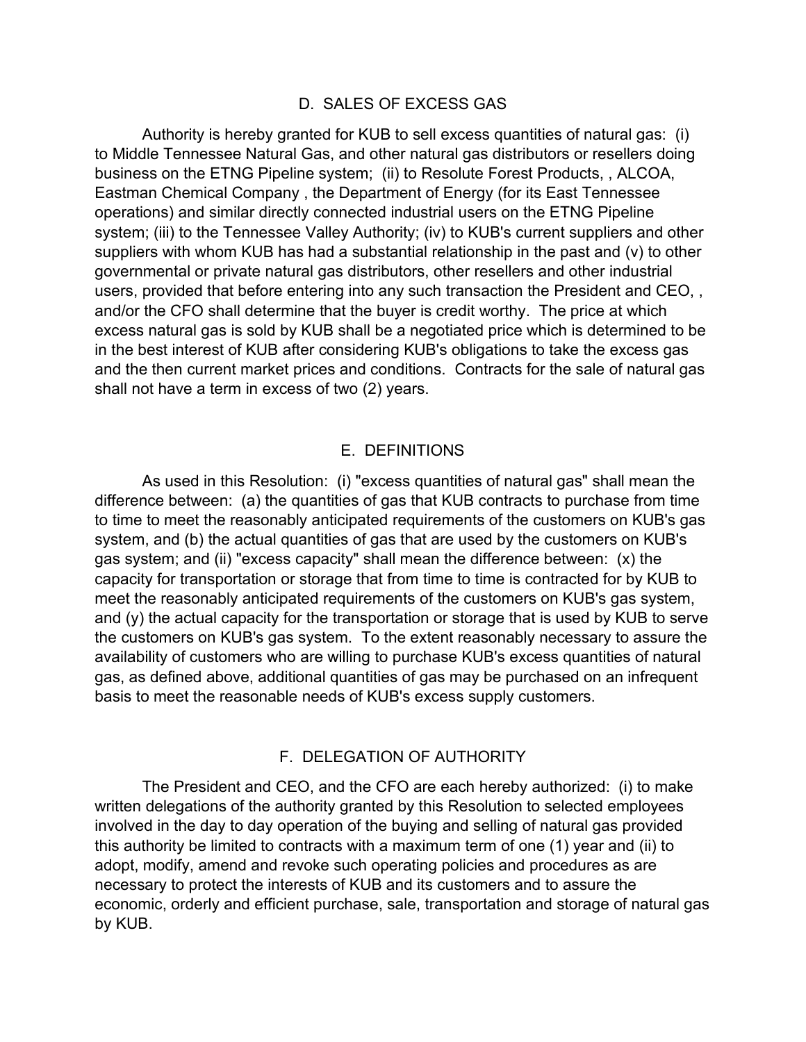## D. SALES OF EXCESS GAS

Authority is hereby granted for KUB to sell excess quantities of natural gas: (i) to Middle Tennessee Natural Gas, and other natural gas distributors or resellers doing business on the ETNG Pipeline system; (ii) to Resolute Forest Products, , ALCOA, Eastman Chemical Company , the Department of Energy (for its East Tennessee operations) and similar directly connected industrial users on the ETNG Pipeline system; (iii) to the Tennessee Valley Authority; (iv) to KUB's current suppliers and other suppliers with whom KUB has had a substantial relationship in the past and (v) to other governmental or private natural gas distributors, other resellers and other industrial users, provided that before entering into any such transaction the President and CEO, , and/or the CFO shall determine that the buyer is credit worthy. The price at which excess natural gas is sold by KUB shall be a negotiated price which is determined to be in the best interest of KUB after considering KUB's obligations to take the excess gas and the then current market prices and conditions. Contracts for the sale of natural gas shall not have a term in excess of two (2) years.

## E. DEFINITIONS

As used in this Resolution: (i) "excess quantities of natural gas" shall mean the difference between: (a) the quantities of gas that KUB contracts to purchase from time to time to meet the reasonably anticipated requirements of the customers on KUB's gas system, and (b) the actual quantities of gas that are used by the customers on KUB's gas system; and (ii) "excess capacity" shall mean the difference between: (x) the capacity for transportation or storage that from time to time is contracted for by KUB to meet the reasonably anticipated requirements of the customers on KUB's gas system, and (y) the actual capacity for the transportation or storage that is used by KUB to serve the customers on KUB's gas system. To the extent reasonably necessary to assure the availability of customers who are willing to purchase KUB's excess quantities of natural gas, as defined above, additional quantities of gas may be purchased on an infrequent basis to meet the reasonable needs of KUB's excess supply customers.

## F. DELEGATION OF AUTHORITY

The President and CEO, and the CFO are each hereby authorized: (i) to make written delegations of the authority granted by this Resolution to selected employees involved in the day to day operation of the buying and selling of natural gas provided this authority be limited to contracts with a maximum term of one (1) year and (ii) to adopt, modify, amend and revoke such operating policies and procedures as are necessary to protect the interests of KUB and its customers and to assure the economic, orderly and efficient purchase, sale, transportation and storage of natural gas by KUB.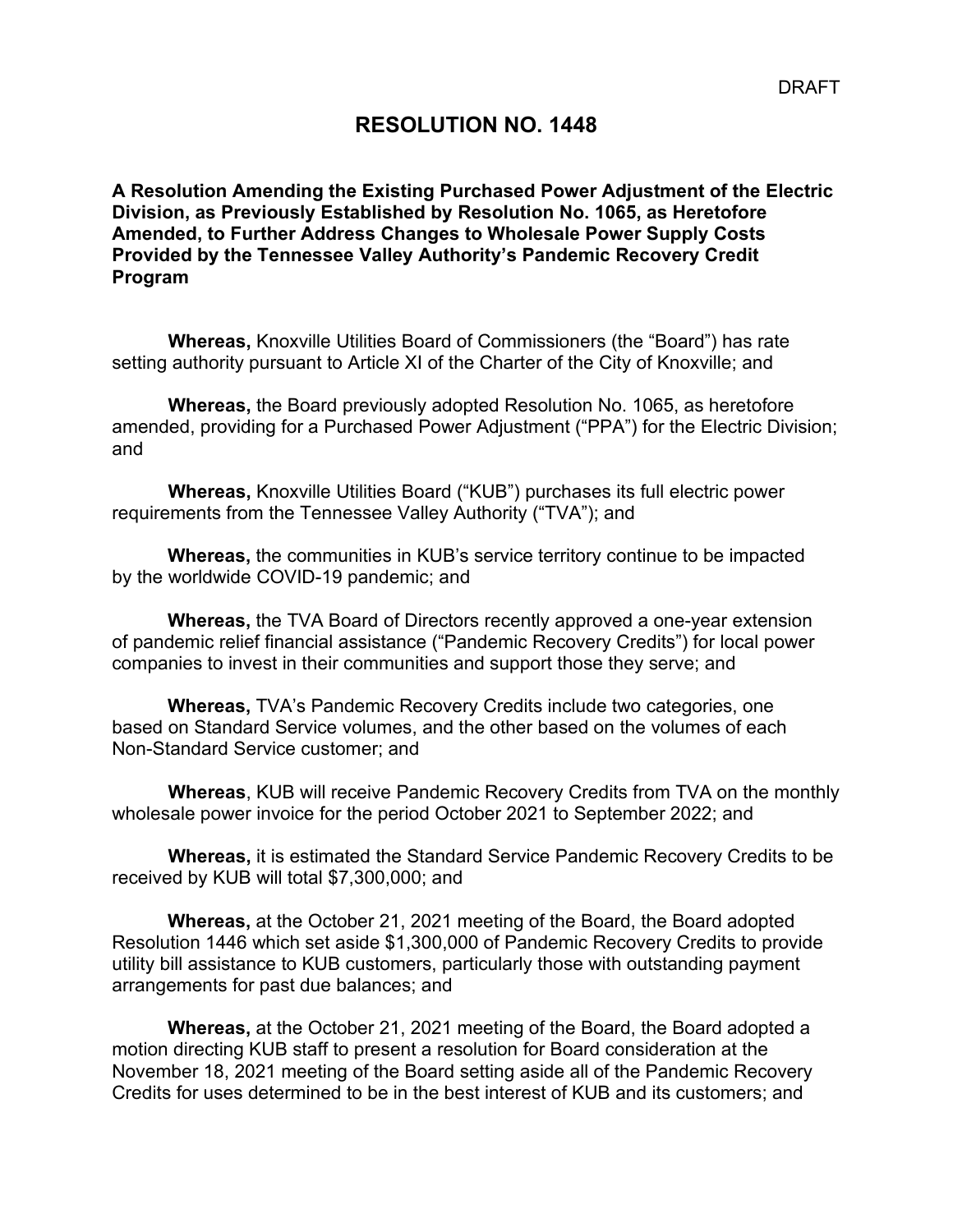DRAFT

# RESOLUTION NO. 1448

**A Resolution Amending the Existing Purchased Power Adjustment of the Electric Division, as Previously Established by Resolution No. 1065, as Heretofore Amended, to Further Address Changes to Wholesale Power Supply Costs Provided by the Tennessee Valley Authority's Pandemic Recovery Credit Program**

**Whereas,** Knoxville Utilities Board of Commissioners (the "Board") has rate setting authority pursuant to Article XI of the Charter of the City of Knoxville; and

**Whereas,** the Board previously adopted Resolution No. 1065, as heretofore amended, providing for a Purchased Power Adjustment ("PPA") for the Electric Division; and

**Whereas,** Knoxville Utilities Board ("KUB") purchases its full electric power requirements from the Tennessee Valley Authority ("TVA"); and

**Whereas,** the communities in KUB's service territory continue to be impacted by the worldwide COVID-19 pandemic; and

**Whereas,** the TVA Board of Directors recently approved a one-year extension of pandemic relief financial assistance ("Pandemic Recovery Credits") for local power companies to invest in their communities and support those they serve; and

**Whereas,** TVA's Pandemic Recovery Credits include two categories, one based on Standard Service volumes, and the other based on the volumes of each Non-Standard Service customer; and

**Whereas**, KUB will receive Pandemic Recovery Credits from TVA on the monthly wholesale power invoice for the period October 2021 to September 2022; and

**Whereas,** it is estimated the Standard Service Pandemic Recovery Credits to be received by KUB will total $7,300,000; and

**Whereas,** at the October 21, 2021 meeting of the Board, the Board adopted Resolution 1446 which set aside $1,300,000 of Pandemic Recovery Credits to provide utility bill assistance to KUB customers, particularly those with outstanding payment arrangements for past due balances; and

**Whereas,** at the October 21, 2021 meeting of the Board, the Board adopted a motion directing KUB staff to present a resolution for Board consideration at the November 18, 2021 meeting of the Board setting aside all of the Pandemic Recovery Credits for uses determined to be in the best interest of KUB and its customers; and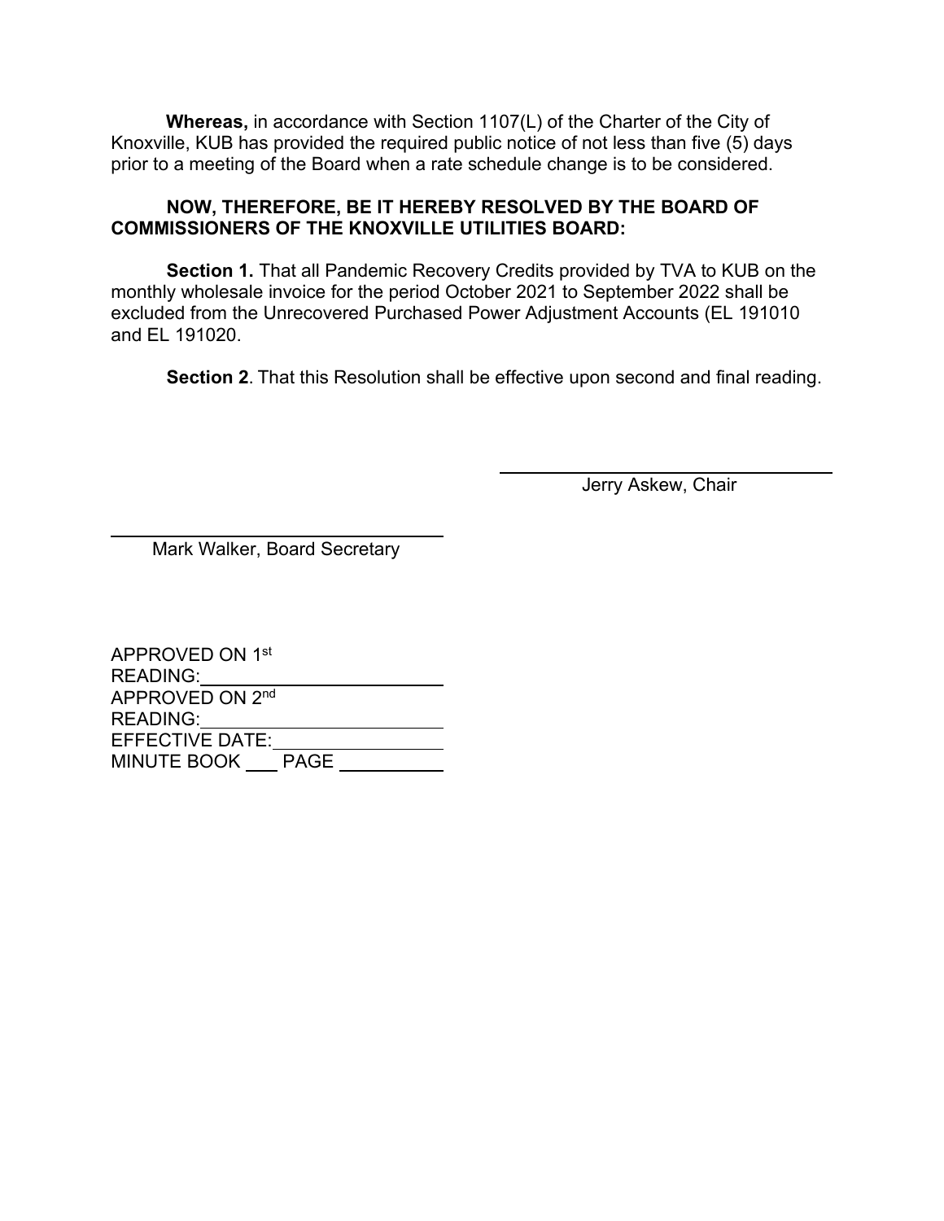**Whereas,** in accordance with Section 1107(L) of the Charter of the City of Knoxville, KUB has provided the required public notice of not less than five (5) days prior to a meeting of the Board when a rate schedule change is to be considered.

**NOW, THEREFORE, BE IT HEREBY RESOLVED BY THE BOARD OF COMMISSIONERS OF THE KNOXVILLE UTILITIES BOARD:**

**Section 1.** That all Pandemic Recovery Credits provided by TVA to KUB on the monthly wholesale invoice for the period October 2021 to September 2022 shall be excluded from the Unrecovered Purchased Power Adjustment Accounts (EL 191010 and EL 191020.

**Section 2**. That this Resolution shall be effective upon second and final reading.

\_\_\_\_\_\_\_\_\_\_\_\_\_\_\_\_\_\_\_\_\_\_\_\_\_\_\_\_\_\_\_\_

Jerry Askew, Chair

\_\_\_\_\_\_\_\_\_\_\_\_\_\_\_\_\_\_\_\_\_\_\_\_\_\_\_\_\_\_\_\_

Mark Walker, Board Secretary

APPROVED ON 1st READING: \_\_\_\_\_\_\_\_\_\_\_\_\_\_\_\_\_\_\_\_
APPROVED ON 2nd READING: \_\_\_\_\_\_\_\_\_\_\_\_\_\_\_\_\_\_\_\_
EFFECTIVE DATE: \_\_\_\_\_\_\_\_\_\_\_\_\_\_\_\_
MINUTE BOOK \_\_\_ PAGE \_\_\_\_\_\_\_\_\_\_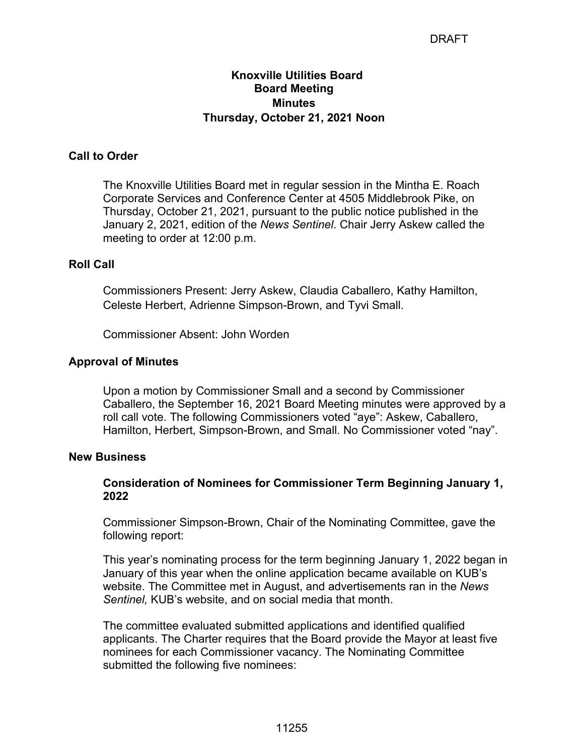DRAFT

**Knoxville Utilities Board**
**Board Meeting**
**Minutes**
**Thursday, October 21, 2021 Noon**

## Call to Order

The Knoxville Utilities Board met in regular session in the Mintha E. Roach Corporate Services and Conference Center at 4505 Middlebrook Pike, on Thursday, October 21, 2021, pursuant to the public notice published in the January 2, 2021, edition of the *News Sentinel*. Chair Jerry Askew called the meeting to order at 12:00 p.m.

## Roll Call

Commissioners Present: Jerry Askew, Claudia Caballero, Kathy Hamilton, Celeste Herbert, Adrienne Simpson-Brown, and Tyvi Small.

Commissioner Absent: John Worden

## Approval of Minutes

Upon a motion by Commissioner Small and a second by Commissioner Caballero, the September 16, 2021 Board Meeting minutes were approved by a roll call vote. The following Commissioners voted "aye": Askew, Caballero, Hamilton, Herbert, Simpson-Brown, and Small. No Commissioner voted "nay".

## New Business

### Consideration of Nominees for Commissioner Term Beginning January 1, 2022

Commissioner Simpson-Brown, Chair of the Nominating Committee, gave the following report:

This year's nominating process for the term beginning January 1, 2022 began in January of this year when the online application became available on KUB's website. The Committee met in August, and advertisements ran in the *News Sentinel,* KUB's website, and on social media that month.

The committee evaluated submitted applications and identified qualified applicants. The Charter requires that the Board provide the Mayor at least five nominees for each Commissioner vacancy. The Nominating Committee submitted the following five nominees: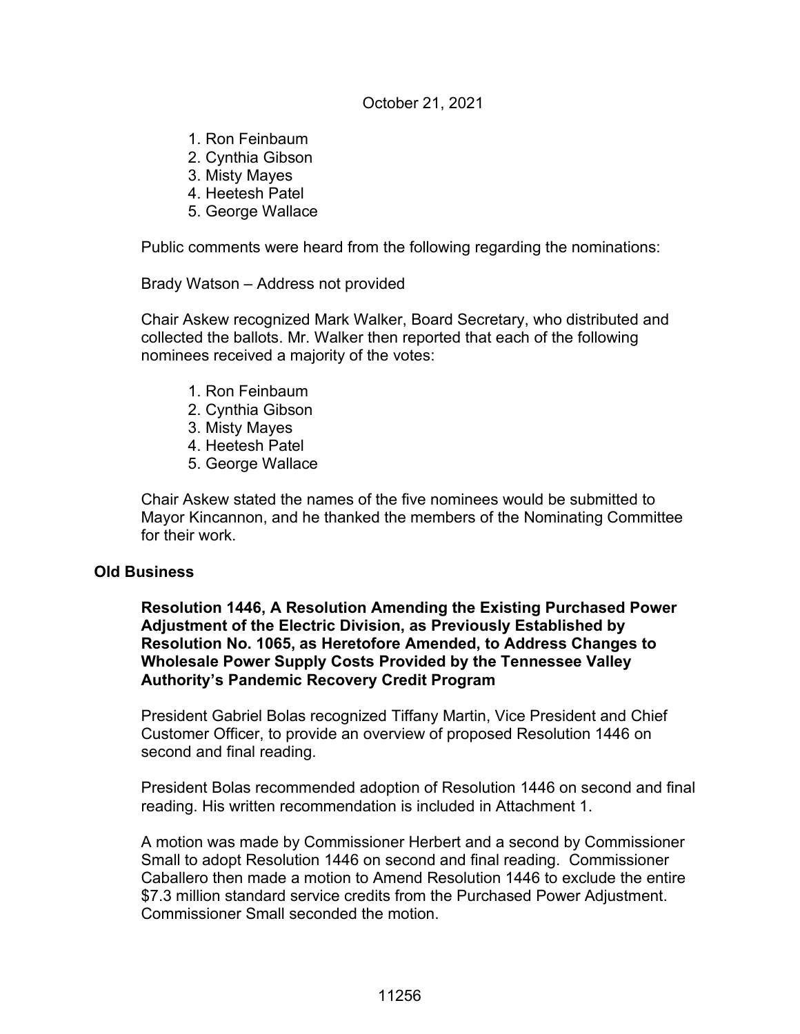October 21, 2021

1. Ron Feinbaum
2. Cynthia Gibson
3. Misty Mayes
4. Heetesh Patel
5. George Wallace

Public comments were heard from the following regarding the nominations:

Brady Watson – Address not provided

Chair Askew recognized Mark Walker, Board Secretary, who distributed and collected the ballots. Mr. Walker then reported that each of the following nominees received a majority of the votes:

1. Ron Feinbaum
2. Cynthia Gibson
3. Misty Mayes
4. Heetesh Patel
5. George Wallace

Chair Askew stated the names of the five nominees would be submitted to Mayor Kincannon, and he thanked the members of the Nominating Committee for their work.

## Old Business

**Resolution 1446, A Resolution Amending the Existing Purchased Power Adjustment of the Electric Division, as Previously Established by Resolution No. 1065, as Heretofore Amended, to Address Changes to Wholesale Power Supply Costs Provided by the Tennessee Valley Authority's Pandemic Recovery Credit Program**

President Gabriel Bolas recognized Tiffany Martin, Vice President and Chief Customer Officer, to provide an overview of proposed Resolution 1446 on second and final reading.

President Bolas recommended adoption of Resolution 1446 on second and final reading. His written recommendation is included in Attachment 1.

A motion was made by Commissioner Herbert and a second by Commissioner Small to adopt Resolution 1446 on second and final reading. Commissioner Caballero then made a motion to Amend Resolution 1446 to exclude the entire $7.3 million standard service credits from the Purchased Power Adjustment. Commissioner Small seconded the motion.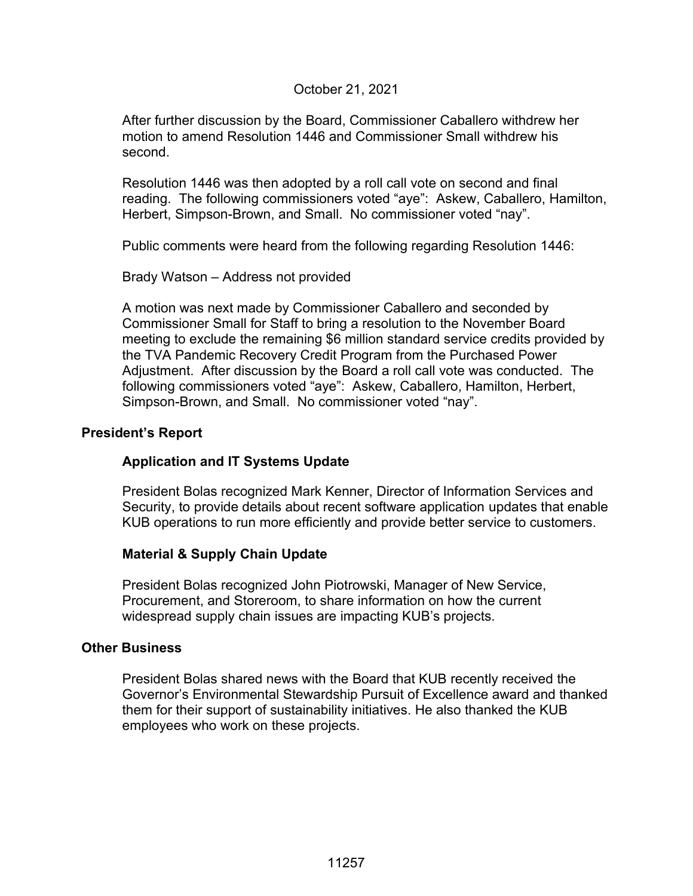October 21, 2021

After further discussion by the Board, Commissioner Caballero withdrew her motion to amend Resolution 1446 and Commissioner Small withdrew his second.

Resolution 1446 was then adopted by a roll call vote on second and final reading. The following commissioners voted "aye": Askew, Caballero, Hamilton, Herbert, Simpson-Brown, and Small. No commissioner voted "nay".

Public comments were heard from the following regarding Resolution 1446:

Brady Watson – Address not provided

A motion was next made by Commissioner Caballero and seconded by Commissioner Small for Staff to bring a resolution to the November Board meeting to exclude the remaining $6 million standard service credits provided by the TVA Pandemic Recovery Credit Program from the Purchased Power Adjustment. After discussion by the Board a roll call vote was conducted. The following commissioners voted "aye": Askew, Caballero, Hamilton, Herbert, Simpson-Brown, and Small. No commissioner voted "nay".

**President's Report**

**Application and IT Systems Update**

President Bolas recognized Mark Kenner, Director of Information Services and Security, to provide details about recent software application updates that enable KUB operations to run more efficiently and provide better service to customers.

**Material & Supply Chain Update**

President Bolas recognized John Piotrowski, Manager of New Service, Procurement, and Storeroom, to share information on how the current widespread supply chain issues are impacting KUB's projects.

**Other Business**

President Bolas shared news with the Board that KUB recently received the Governor's Environmental Stewardship Pursuit of Excellence award and thanked them for their support of sustainability initiatives. He also thanked the KUB employees who work on these projects.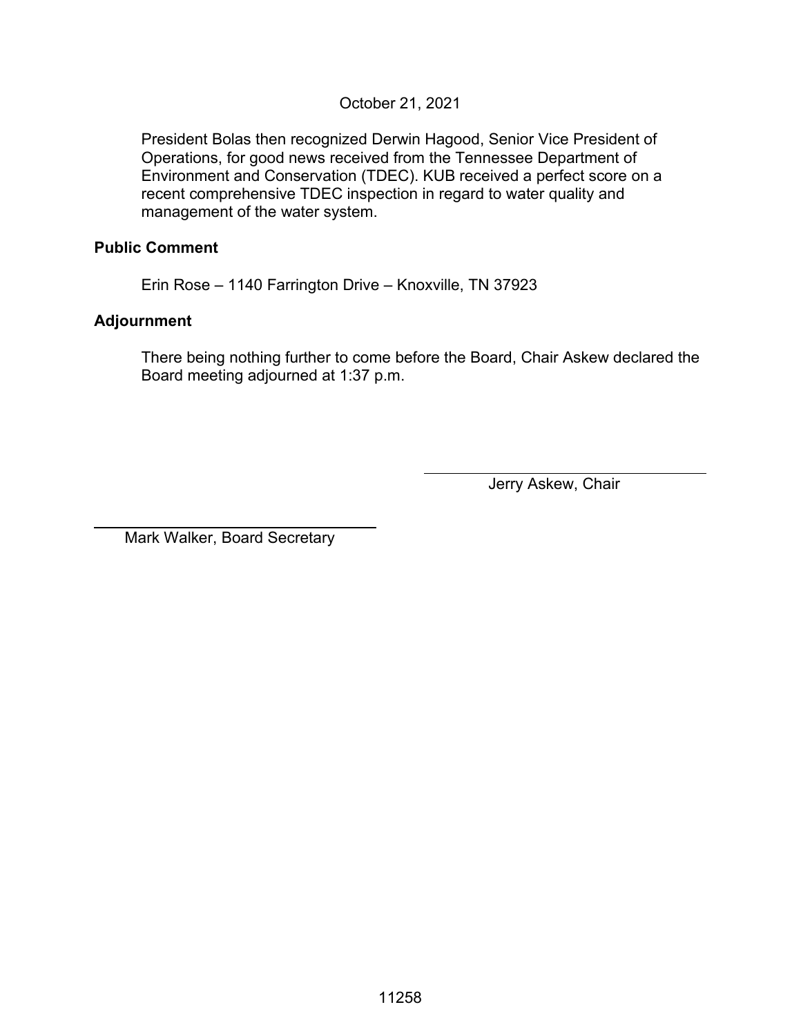October 21, 2021

President Bolas then recognized Derwin Hagood, Senior Vice President of Operations, for good news received from the Tennessee Department of Environment and Conservation (TDEC). KUB received a perfect score on a recent comprehensive TDEC inspection in regard to water quality and management of the water system.

**Public Comment**

Erin Rose – 1140 Farrington Drive – Knoxville, TN 37923

**Adjournment**

There being nothing further to come before the Board, Chair Askew declared the Board meeting adjourned at 1:37 p.m.

Jerry Askew, Chair

Mark Walker, Board Secretary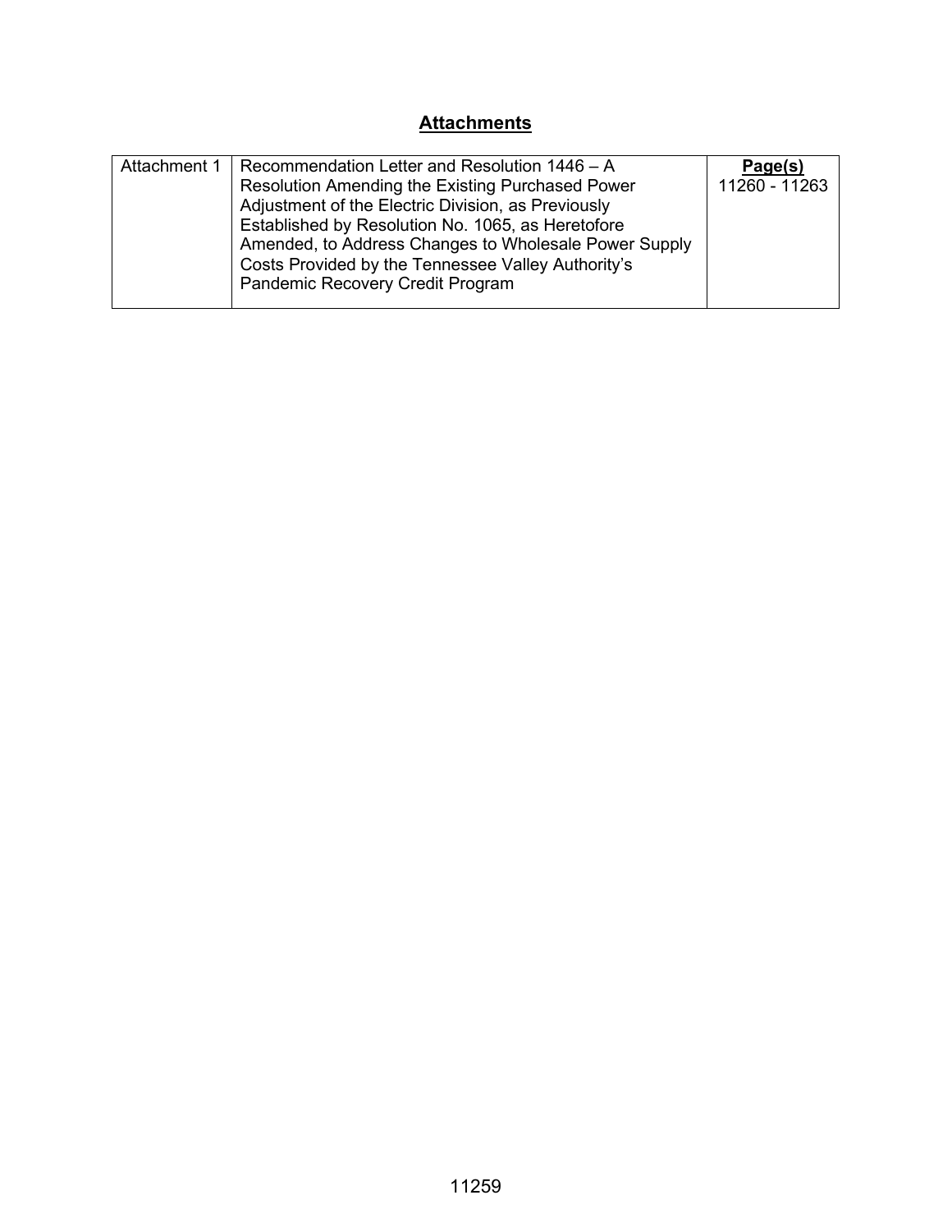# Attachments

| | | Page(s) |
|---|---|---|
| Attachment 1 | Recommendation Letter and Resolution 1446 – A Resolution Amending the Existing Purchased Power Adjustment of the Electric Division, as Previously Established by Resolution No. 1065, as Heretofore Amended, to Address Changes to Wholesale Power Supply Costs Provided by the Tennessee Valley Authority's Pandemic Recovery Credit Program | 11260 - 11263 |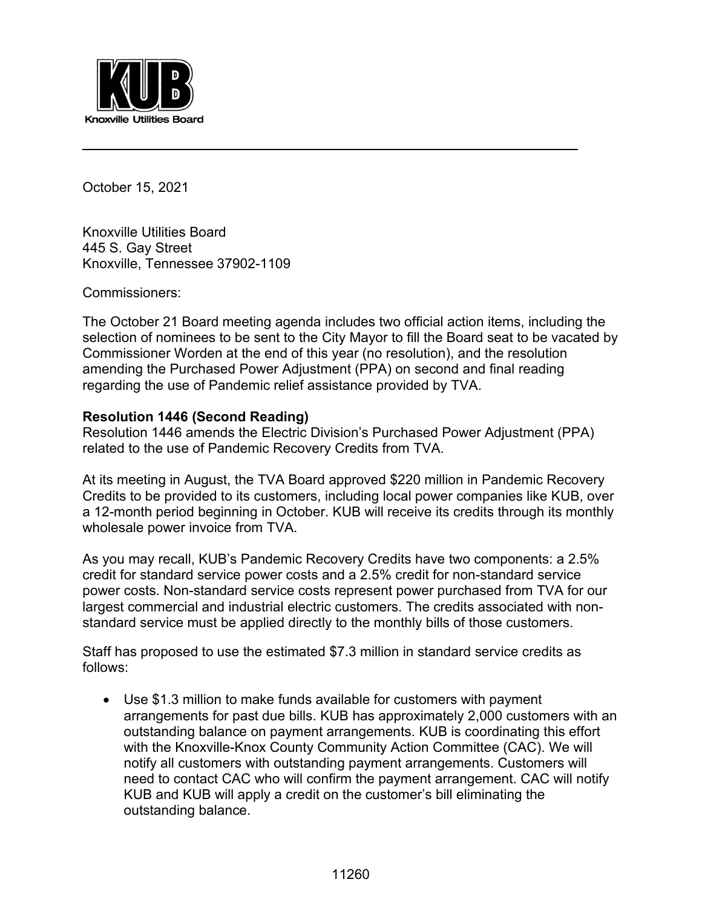**Knoxville Utilities Board**

October 15, 2021

Knoxville Utilities Board
445 S. Gay Street
Knoxville, Tennessee 37902-1109

Commissioners:

The October 21 Board meeting agenda includes two official action items, including the selection of nominees to be sent to the City Mayor to fill the Board seat to be vacated by Commissioner Worden at the end of this year (no resolution), and the resolution amending the Purchased Power Adjustment (PPA) on second and final reading regarding the use of Pandemic relief assistance provided by TVA.

**Resolution 1446 (Second Reading)**
Resolution 1446 amends the Electric Division's Purchased Power Adjustment (PPA) related to the use of Pandemic Recovery Credits from TVA.

At its meeting in August, the TVA Board approved $220 million in Pandemic Recovery Credits to be provided to its customers, including local power companies like KUB, over a 12-month period beginning in October. KUB will receive its credits through its monthly wholesale power invoice from TVA.

As you may recall, KUB's Pandemic Recovery Credits have two components: a 2.5% credit for standard service power costs and a 2.5% credit for non-standard service power costs. Non-standard service costs represent power purchased from TVA for our largest commercial and industrial electric customers. The credits associated with non-standard service must be applied directly to the monthly bills of those customers.

Staff has proposed to use the estimated $7.3 million in standard service credits as follows:

- Use $1.3 million to make funds available for customers with payment arrangements for past due bills. KUB has approximately 2,000 customers with an outstanding balance on payment arrangements. KUB is coordinating this effort with the Knoxville-Knox County Community Action Committee (CAC). We will notify all customers with outstanding payment arrangements. Customers will need to contact CAC who will confirm the payment arrangement. CAC will notify KUB and KUB will apply a credit on the customer's bill eliminating the outstanding balance.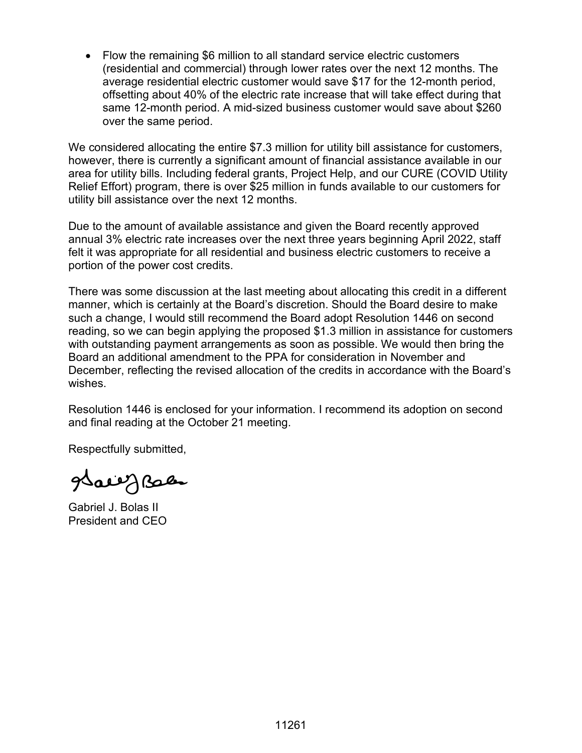- Flow the remaining $6 million to all standard service electric customers (residential and commercial) through lower rates over the next 12 months. The average residential electric customer would save $17 for the 12-month period, offsetting about 40% of the electric rate increase that will take effect during that same 12-month period. A mid-sized business customer would save about $260 over the same period.

We considered allocating the entire $7.3 million for utility bill assistance for customers, however, there is currently a significant amount of financial assistance available in our area for utility bills. Including federal grants, Project Help, and our CURE (COVID Utility Relief Effort) program, there is over $25 million in funds available to our customers for utility bill assistance over the next 12 months.

Due to the amount of available assistance and given the Board recently approved annual 3% electric rate increases over the next three years beginning April 2022, staff felt it was appropriate for all residential and business electric customers to receive a portion of the power cost credits.

There was some discussion at the last meeting about allocating this credit in a different manner, which is certainly at the Board's discretion. Should the Board desire to make such a change, I would still recommend the Board adopt Resolution 1446 on second reading, so we can begin applying the proposed $1.3 million in assistance for customers with outstanding payment arrangements as soon as possible. We would then bring the Board an additional amendment to the PPA for consideration in November and December, reflecting the revised allocation of the credits in accordance with the Board's wishes.

Resolution 1446 is enclosed for your information. I recommend its adoption on second and final reading at the October 21 meeting.

Respectfully submitted,

Gabriel J. Bolas II
President and CEO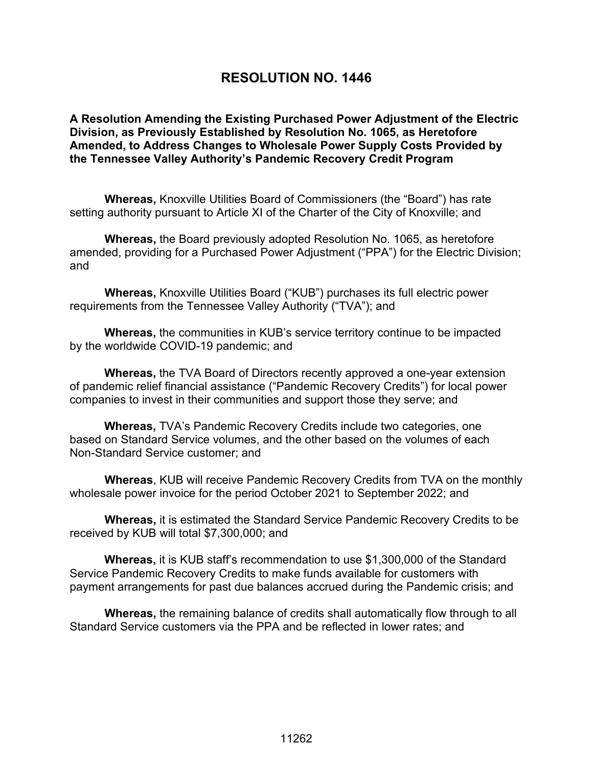# RESOLUTION NO. 1446

**A Resolution Amending the Existing Purchased Power Adjustment of the Electric Division, as Previously Established by Resolution No. 1065, as Heretofore Amended, to Address Changes to Wholesale Power Supply Costs Provided by the Tennessee Valley Authority's Pandemic Recovery Credit Program**

**Whereas,** Knoxville Utilities Board of Commissioners (the "Board") has rate setting authority pursuant to Article XI of the Charter of the City of Knoxville; and

**Whereas,** the Board previously adopted Resolution No. 1065, as heretofore amended, providing for a Purchased Power Adjustment ("PPA") for the Electric Division; and

**Whereas,** Knoxville Utilities Board ("KUB") purchases its full electric power requirements from the Tennessee Valley Authority ("TVA"); and

**Whereas,** the communities in KUB's service territory continue to be impacted by the worldwide COVID-19 pandemic; and

**Whereas,** the TVA Board of Directors recently approved a one-year extension of pandemic relief financial assistance ("Pandemic Recovery Credits") for local power companies to invest in their communities and support those they serve; and

**Whereas,** TVA's Pandemic Recovery Credits include two categories, one based on Standard Service volumes, and the other based on the volumes of each Non-Standard Service customer; and

**Whereas**, KUB will receive Pandemic Recovery Credits from TVA on the monthly wholesale power invoice for the period October 2021 to September 2022; and

**Whereas,** it is estimated the Standard Service Pandemic Recovery Credits to be received by KUB will total $7,300,000; and

**Whereas,** it is KUB staff's recommendation to use $1,300,000 of the Standard Service Pandemic Recovery Credits to make funds available for customers with payment arrangements for past due balances accrued during the Pandemic crisis; and

**Whereas,** the remaining balance of credits shall automatically flow through to all Standard Service customers via the PPA and be reflected in lower rates; and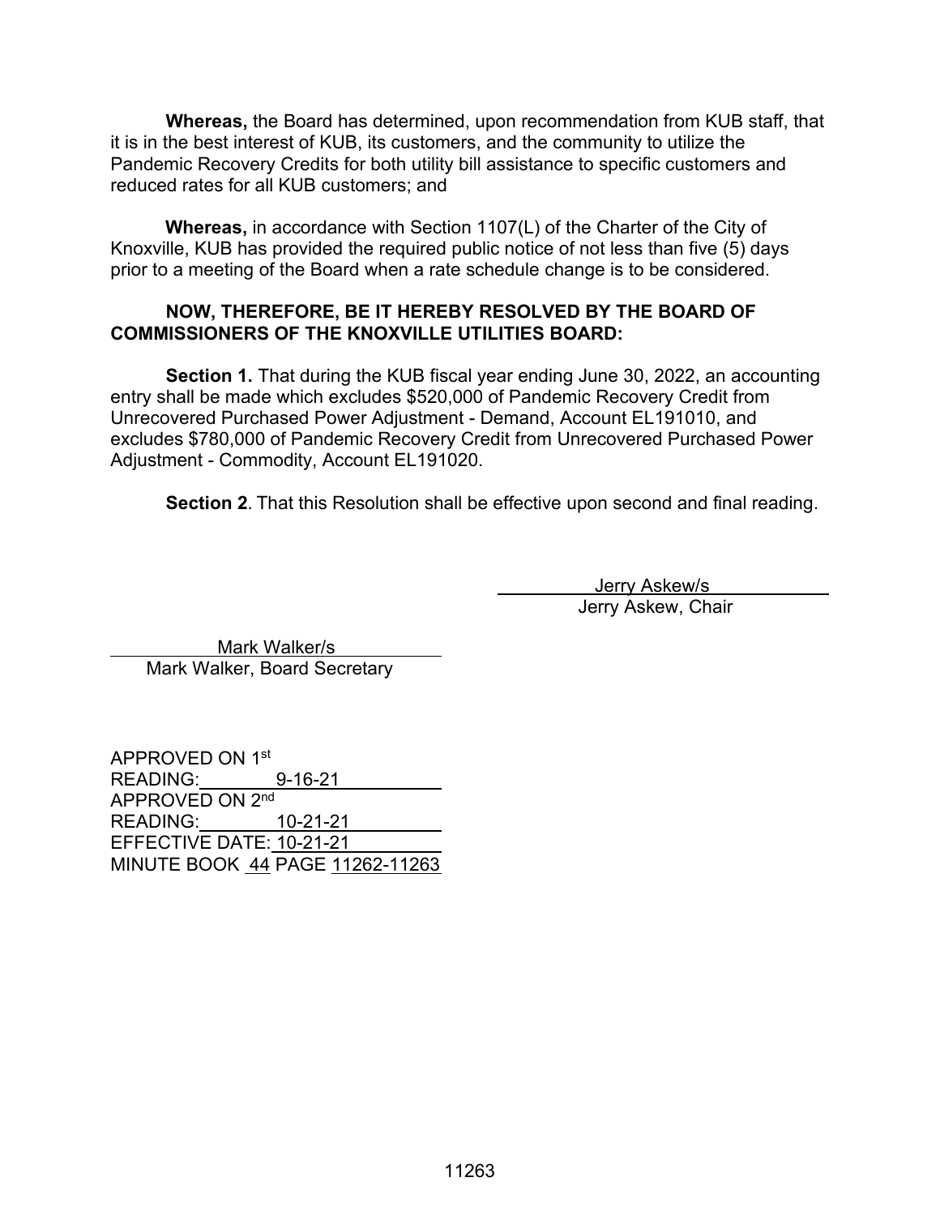**Whereas,** the Board has determined, upon recommendation from KUB staff, that it is in the best interest of KUB, its customers, and the community to utilize the Pandemic Recovery Credits for both utility bill assistance to specific customers and reduced rates for all KUB customers; and

**Whereas,** in accordance with Section 1107(L) of the Charter of the City of Knoxville, KUB has provided the required public notice of not less than five (5) days prior to a meeting of the Board when a rate schedule change is to be considered.

**NOW, THEREFORE, BE IT HEREBY RESOLVED BY THE BOARD OF COMMISSIONERS OF THE KNOXVILLE UTILITIES BOARD:**

**Section 1.** That during the KUB fiscal year ending June 30, 2022, an accounting entry shall be made which excludes $520,000 of Pandemic Recovery Credit from Unrecovered Purchased Power Adjustment - Demand, Account EL191010, and excludes $780,000 of Pandemic Recovery Credit from Unrecovered Purchased Power Adjustment - Commodity, Account EL191020.

**Section 2**. That this Resolution shall be effective upon second and final reading.

Jerry Askew/s
Jerry Askew, Chair

Mark Walker/s
Mark Walker, Board Secretary

APPROVED ON 1st READING: 9-16-21
APPROVED ON 2nd READING: 10-21-21
EFFECTIVE DATE: 10-21-21
MINUTE BOOK 44 PAGE 11262-11263